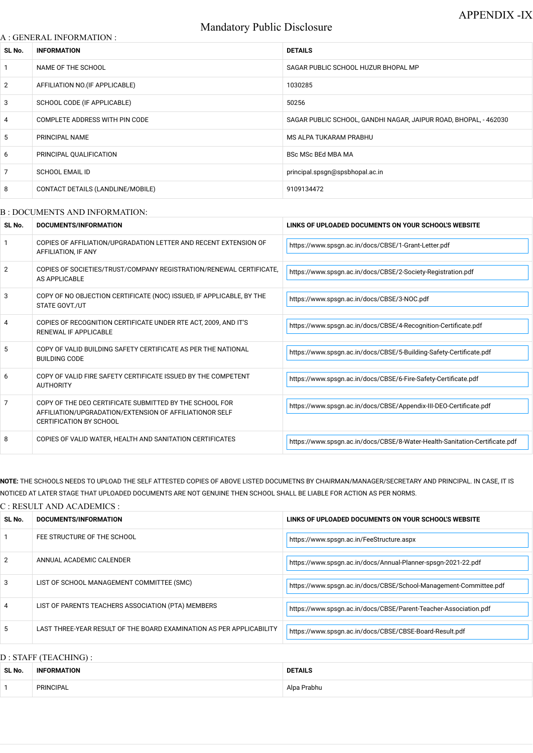APPENDIX -IX

# Mandatory Public Disclosure

## A : GENERAL INFORMATION :

| SL No. | INFORMATION | DETAILS |
|---|---|---|
| 1 | NAME OF THE SCHOOL | SAGAR PUBLIC SCHOOL HUZUR BHOPAL MP |
| 2 | AFFILIATION NO.(IF APPLICABLE) | 1030285 |
| 3 | SCHOOL CODE (IF APPLICABLE) | 50256 |
| 4 | COMPLETE ADDRESS WITH PIN CODE | SAGAR PUBLIC SCHOOL, GANDHI NAGAR, JAIPUR ROAD, BHOPAL, - 462030 |
| 5 | PRINCIPAL NAME | MS ALPA TUKARAM PRABHU |
| 6 | PRINCIPAL QUALIFICATION | BSc MSc BEd MBA MA |
| 7 | SCHOOL EMAIL ID | principal.spsgn@spsbhopal.ac.in |
| 8 | CONTACT DETAILS (LANDLINE/MOBILE) | 9109134472 |

## B : DOCUMENTS AND INFORMATION:

| SL No. | DOCUMENTS/INFORMATION | LINKS OF UPLOADED DOCUMENTS ON YOUR SCHOOL'S WEBSITE |
|---|---|---|
| 1 | COPIES OF AFFILIATION/UPGRADATION LETTER AND RECENT EXTENSION OF AFFILIATION, IF ANY | https://www.spsgn.ac.in/docs/CBSE/1-Grant-Letter.pdf |
| 2 | COPIES OF SOCIETIES/TRUST/COMPANY REGISTRATION/RENEWAL CERTIFICATE, AS APPLICABLE | https://www.spsgn.ac.in/docs/CBSE/2-Society-Registration.pdf |
| 3 | COPY OF NO OBJECTION CERTIFICATE (NOC) ISSUED, IF APPLICABLE, BY THE STATE GOVT./UT | https://www.spsgn.ac.in/docs/CBSE/3-NOC.pdf |
| 4 | COPIES OF RECOGNITION CERTIFICATE UNDER RTE ACT, 2009, AND IT'S RENEWAL IF APPLICABLE | https://www.spsgn.ac.in/docs/CBSE/4-Recognition-Certificate.pdf |
| 5 | COPY OF VALID BUILDING SAFETY CERTIFICATE AS PER THE NATIONAL BUILDING CODE | https://www.spsgn.ac.in/docs/CBSE/5-Building-Safety-Certificate.pdf |
| 6 | COPY OF VALID FIRE SAFETY CERTIFICATE ISSUED BY THE COMPETENT AUTHORITY | https://www.spsgn.ac.in/docs/CBSE/6-Fire-Safety-Certificate.pdf |
| 7 | COPY OF THE DEO CERTIFICATE SUBMITTED BY THE SCHOOL FOR AFFILIATION/UPGRADATION/EXTENSION OF AFFILIATIONOR SELF CERTIFICATION BY SCHOOL | https://www.spsgn.ac.in/docs/CBSE/Appendix-III-DEO-Certificate.pdf |
| 8 | COPIES OF VALID WATER, HEALTH AND SANITATION CERTIFICATES | https://www.spsgn.ac.in/docs/CBSE/8-Water-Health-Sanitation-Certificate.pdf |

**NOTE:** THE SCHOOLS NEEDS TO UPLOAD THE SELF ATTESTED COPIES OF ABOVE LISTED DOCUMETNS BY CHAIRMAN/MANAGER/SECRETARY AND PRINCIPAL. IN CASE, IT IS NOTICED AT LATER STAGE THAT UPLOADED DOCUMENTS ARE NOT GENUINE THEN SCHOOL SHALL BE LIABLE FOR ACTION AS PER NORMS.

## C : RESULT AND ACADEMICS :

| SL No. | DOCUMENTS/INFORMATION | LINKS OF UPLOADED DOCUMENTS ON YOUR SCHOOL'S WEBSITE |
|---|---|---|
| 1 | FEE STRUCTURE OF THE SCHOOL | https://www.spsgn.ac.in/FeeStructure.aspx |
| 2 | ANNUAL ACADEMIC CALENDER | https://www.spsgn.ac.in/docs/Annual-Planner-spsgn-2021-22.pdf |
| 3 | LIST OF SCHOOL MANAGEMENT COMMITTEE (SMC) | https://www.spsgn.ac.in/docs/CBSE/School-Management-Committee.pdf |
| 4 | LIST OF PARENTS TEACHERS ASSOCIATION (PTA) MEMBERS | https://www.spsgn.ac.in/docs/CBSE/Parent-Teacher-Association.pdf |
| 5 | LAST THREE-YEAR RESULT OF THE BOARD EXAMINATION AS PER APPLICABILITY | https://www.spsgn.ac.in/docs/CBSE/CBSE-Board-Result.pdf |

## D : STAFF (TEACHING) :

| SL No. | INFORMATION | DETAILS |
|---|---|---|
| 1 | PRINCIPAL | Alpa Prabhu |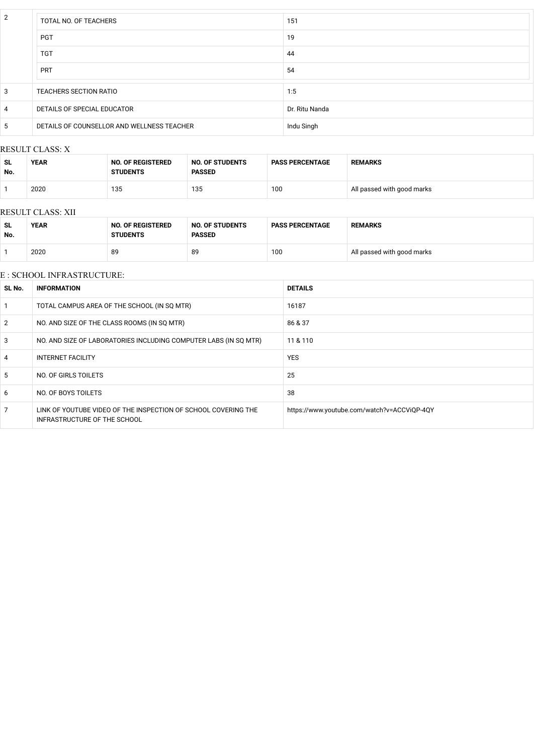| | | |
|---|---|---|
| 2 | TOTAL NO. OF TEACHERS | 151 |
| | PGT | 19 |
| | TGT | 44 |
| | PRT | 54 |
| 3 | TEACHERS SECTION RATIO | 1:5 |
| 4 | DETAILS OF SPECIAL EDUCATOR | Dr. Ritu Nanda |
| 5 | DETAILS OF COUNSELLOR AND WELLNESS TEACHER | Indu Singh |

RESULT CLASS: X

| SL No. | YEAR | NO. OF REGISTERED STUDENTS | NO. OF STUDENTS PASSED | PASS PERCENTAGE | REMARKS |
|---|---|---|---|---|---|
| 1 | 2020 | 135 | 135 | 100 | All passed with good marks |

RESULT CLASS: XII

| SL No. | YEAR | NO. OF REGISTERED STUDENTS | NO. OF STUDENTS PASSED | PASS PERCENTAGE | REMARKS |
|---|---|---|---|---|---|
| 1 | 2020 | 89 | 89 | 100 | All passed with good marks |

E : SCHOOL INFRASTRUCTURE:

| SL No. | INFORMATION | DETAILS |
|---|---|---|
| 1 | TOTAL CAMPUS AREA OF THE SCHOOL (IN SQ MTR) | 16187 |
| 2 | NO. AND SIZE OF THE CLASS ROOMS (IN SQ MTR) | 86 & 37 |
| 3 | NO. AND SIZE OF LABORATORIES INCLUDING COMPUTER LABS (IN SQ MTR) | 11 & 110 |
| 4 | INTERNET FACILITY | YES |
| 5 | NO. OF GIRLS TOILETS | 25 |
| 6 | NO. OF BOYS TOILETS | 38 |
| 7 | LINK OF YOUTUBE VIDEO OF THE INSPECTION OF SCHOOL COVERING THE INFRASTRUCTURE OF THE SCHOOL | https://www.youtube.com/watch?v=ACCViQP-4QY |